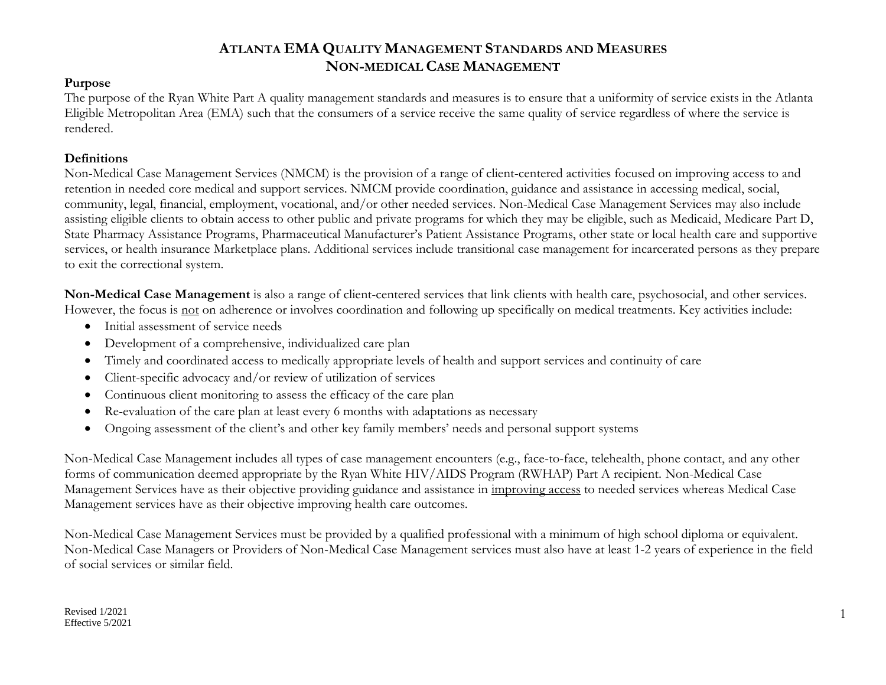# Atlanta EMA Quality Management Standards and Measures
## Non-medical Case Management

**Purpose**

The purpose of the Ryan White Part A quality management standards and measures is to ensure that a uniformity of service exists in the Atlanta Eligible Metropolitan Area (EMA) such that the consumers of a service receive the same quality of service regardless of where the service is rendered.

**Definitions**

Non-Medical Case Management Services (NMCM) is the provision of a range of client-centered activities focused on improving access to and retention in needed core medical and support services. NMCM provide coordination, guidance and assistance in accessing medical, social, community, legal, financial, employment, vocational, and/or other needed services. Non-Medical Case Management Services may also include assisting eligible clients to obtain access to other public and private programs for which they may be eligible, such as Medicaid, Medicare Part D, State Pharmacy Assistance Programs, Pharmaceutical Manufacturer's Patient Assistance Programs, other state or local health care and supportive services, or health insurance Marketplace plans. Additional services include transitional case management for incarcerated persons as they prepare to exit the correctional system.

**Non-Medical Case Management** is also a range of client-centered services that link clients with health care, psychosocial, and other services. However, the focus is not on adherence or involves coordination and following up specifically on medical treatments. Key activities include:

- Initial assessment of service needs
- Development of a comprehensive, individualized care plan
- Timely and coordinated access to medically appropriate levels of health and support services and continuity of care
- Client-specific advocacy and/or review of utilization of services
- Continuous client monitoring to assess the efficacy of the care plan
- Re-evaluation of the care plan at least every 6 months with adaptations as necessary
- Ongoing assessment of the client's and other key family members' needs and personal support systems

Non-Medical Case Management includes all types of case management encounters (e.g., face-to-face, telehealth, phone contact, and any other forms of communication deemed appropriate by the Ryan White HIV/AIDS Program (RWHAP) Part A recipient. Non-Medical Case Management Services have as their objective providing guidance and assistance in improving access to needed services whereas Medical Case Management services have as their objective improving health care outcomes.

Non-Medical Case Management Services must be provided by a qualified professional with a minimum of high school diploma or equivalent. Non-Medical Case Managers or Providers of Non-Medical Case Management services must also have at least 1-2 years of experience in the field of social services or similar field.

Revised 1/2021
Effective 5/2021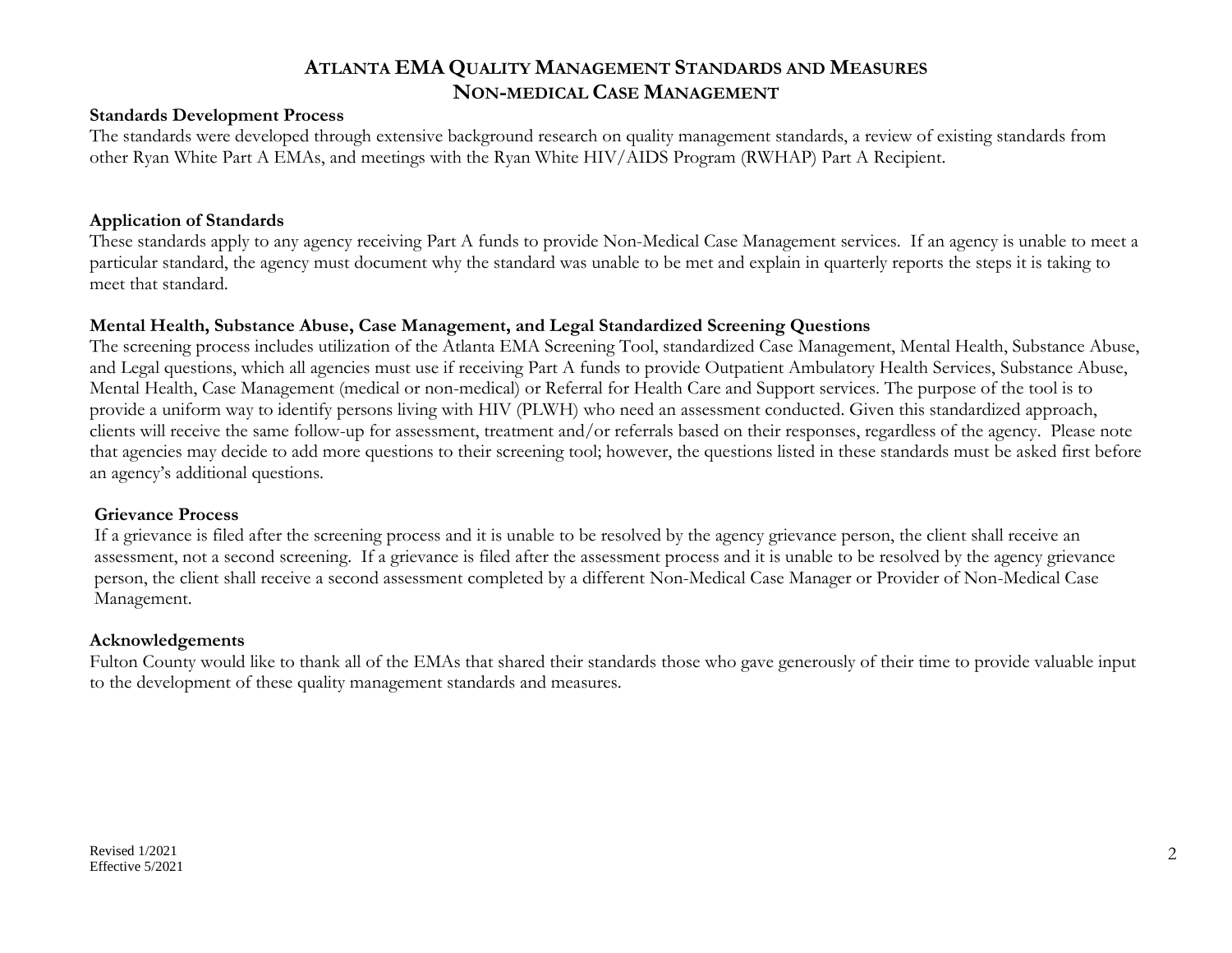# ATLANTA EMA QUALITY MANAGEMENT STANDARDS AND MEASURES
## NON-MEDICAL CASE MANAGEMENT

**Standards Development Process**

The standards were developed through extensive background research on quality management standards, a review of existing standards from other Ryan White Part A EMAs, and meetings with the Ryan White HIV/AIDS Program (RWHAP) Part A Recipient.

**Application of Standards**

These standards apply to any agency receiving Part A funds to provide Non-Medical Case Management services. If an agency is unable to meet a particular standard, the agency must document why the standard was unable to be met and explain in quarterly reports the steps it is taking to meet that standard.

**Mental Health, Substance Abuse, Case Management, and Legal Standardized Screening Questions**

The screening process includes utilization of the Atlanta EMA Screening Tool, standardized Case Management, Mental Health, Substance Abuse, and Legal questions, which all agencies must use if receiving Part A funds to provide Outpatient Ambulatory Health Services, Substance Abuse, Mental Health, Case Management (medical or non-medical) or Referral for Health Care and Support services. The purpose of the tool is to provide a uniform way to identify persons living with HIV (PLWH) who need an assessment conducted. Given this standardized approach, clients will receive the same follow-up for assessment, treatment and/or referrals based on their responses, regardless of the agency. Please note that agencies may decide to add more questions to their screening tool; however, the questions listed in these standards must be asked first before an agency's additional questions.

**Grievance Process**

If a grievance is filed after the screening process and it is unable to be resolved by the agency grievance person, the client shall receive an assessment, not a second screening. If a grievance is filed after the assessment process and it is unable to be resolved by the agency grievance person, the client shall receive a second assessment completed by a different Non-Medical Case Manager or Provider of Non-Medical Case Management.

**Acknowledgements**

Fulton County would like to thank all of the EMAs that shared their standards those who gave generously of their time to provide valuable input to the development of these quality management standards and measures.

Revised 1/2021
Effective 5/2021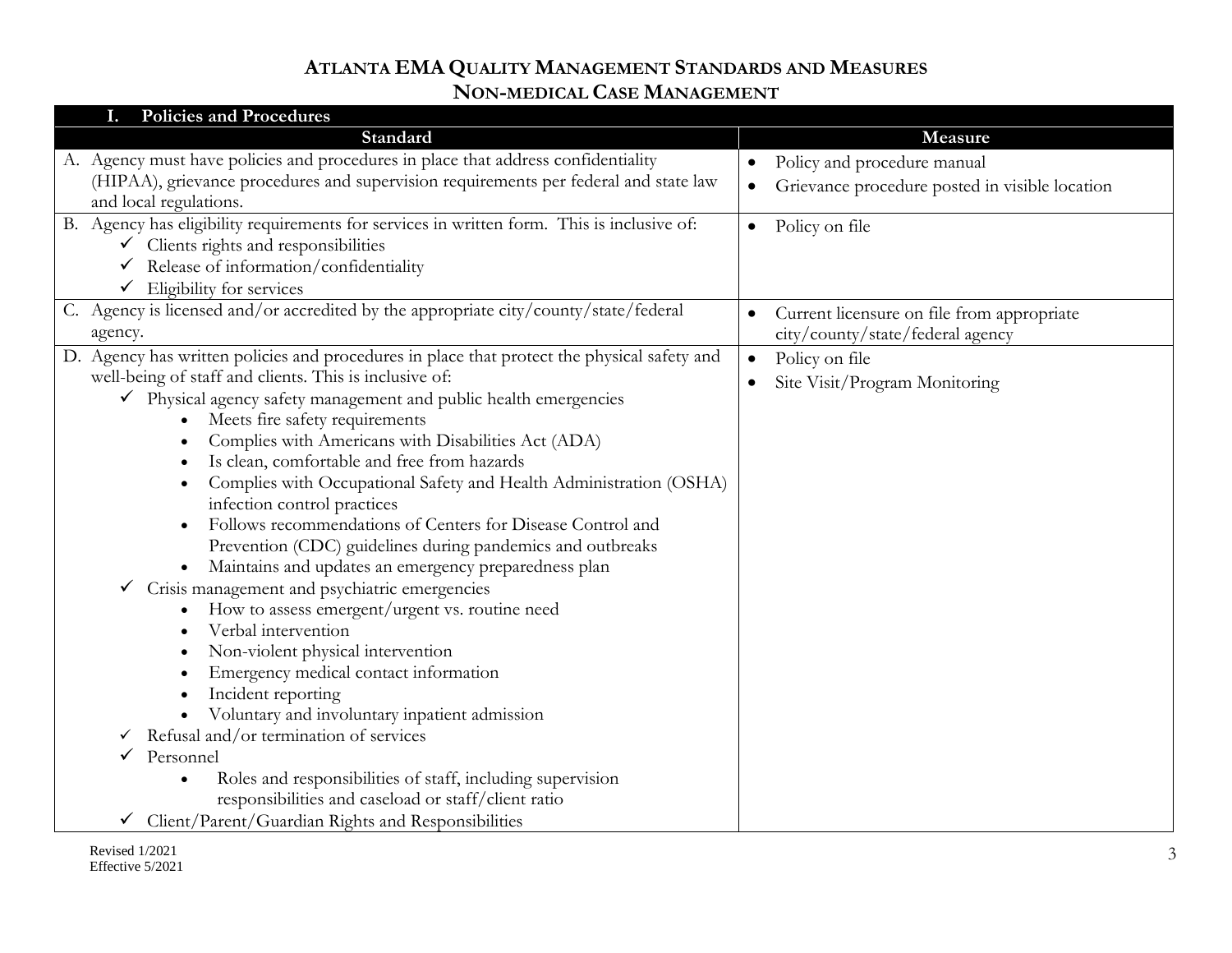# ATLANTA EMA QUALITY MANAGEMENT STANDARDS AND MEASURES
## NON-MEDICAL CASE MANAGEMENT

| **I. Policies and Procedures** | |
|---|---|
| **Standard** | **Measure** |
| A. Agency must have policies and procedures in place that address confidentiality (HIPAA), grievance procedures and supervision requirements per federal and state law and local regulations. | • Policy and procedure manual<br>• Grievance procedure posted in visible location |
| B. Agency has eligibility requirements for services in written form. This is inclusive of:<br>✓ Clients rights and responsibilities<br>✓ Release of information/confidentiality<br>✓ Eligibility for services | • Policy on file |
| C. Agency is licensed and/or accredited by the appropriate city/county/state/federal agency. | • Current licensure on file from appropriate city/county/state/federal agency |
| D. Agency has written policies and procedures in place that protect the physical safety and well-being of staff and clients. This is inclusive of:<br>✓ Physical agency safety management and public health emergencies<br>• Meets fire safety requirements<br>• Complies with Americans with Disabilities Act (ADA)<br>• Is clean, comfortable and free from hazards<br>• Complies with Occupational Safety and Health Administration (OSHA) infection control practices<br>• Follows recommendations of Centers for Disease Control and Prevention (CDC) guidelines during pandemics and outbreaks<br>• Maintains and updates an emergency preparedness plan<br>✓ Crisis management and psychiatric emergencies<br>• How to assess emergent/urgent vs. routine need<br>• Verbal intervention<br>• Non-violent physical intervention<br>• Emergency medical contact information<br>• Incident reporting<br>• Voluntary and involuntary inpatient admission<br>✓ Refusal and/or termination of services<br>✓ Personnel<br>• Roles and responsibilities of staff, including supervision responsibilities and caseload or staff/client ratio<br>✓ Client/Parent/Guardian Rights and Responsibilities | • Policy on file<br>• Site Visit/Program Monitoring |

Revised 1/2021
Effective 5/2021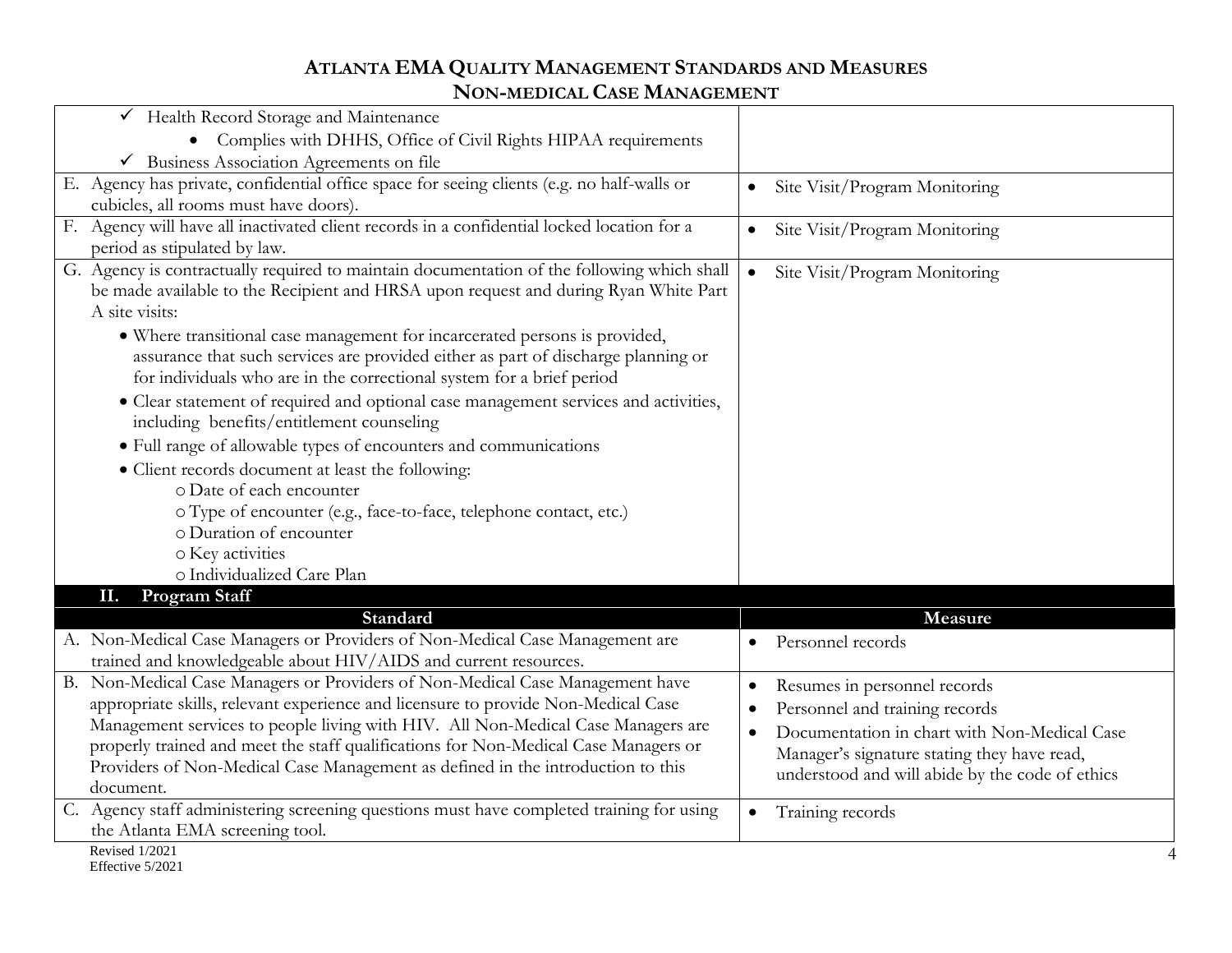# ATLANTA EMA QUALITY MANAGEMENT STANDARDS AND MEASURES
## NON-MEDICAL CASE MANAGEMENT

| Standard | Measure |
|---|---|
| ✓ Health Record Storage and Maintenance<br>• Complies with DHHS, Office of Civil Rights HIPAA requirements<br>✓ Business Association Agreements on file | |
| E. Agency has private, confidential office space for seeing clients (e.g. no half-walls or cubicles, all rooms must have doors). | • Site Visit/Program Monitoring |
| F. Agency will have all inactivated client records in a confidential locked location for a period as stipulated by law. | • Site Visit/Program Monitoring |
| G. Agency is contractually required to maintain documentation of the following which shall be made available to the Recipient and HRSA upon request and during Ryan White Part A site visits:<br>• Where transitional case management for incarcerated persons is provided, assurance that such services are provided either as part of discharge planning or for individuals who are in the correctional system for a brief period<br>• Clear statement of required and optional case management services and activities, including benefits/entitlement counseling<br>• Full range of allowable types of encounters and communications<br>• Client records document at least the following:<br>o Date of each encounter<br>o Type of encounter (e.g., face-to-face, telephone contact, etc.)<br>o Duration of encounter<br>o Key activities<br>o Individualized Care Plan | • Site Visit/Program Monitoring |

### II. Program Staff

| Standard | Measure |
|---|---|
| A. Non-Medical Case Managers or Providers of Non-Medical Case Management are trained and knowledgeable about HIV/AIDS and current resources. | • Personnel records |
| B. Non-Medical Case Managers or Providers of Non-Medical Case Management have appropriate skills, relevant experience and licensure to provide Non-Medical Case Management services to people living with HIV. All Non-Medical Case Managers are properly trained and meet the staff qualifications for Non-Medical Case Managers or Providers of Non-Medical Case Management as defined in the introduction to this document. | • Resumes in personnel records<br>• Personnel and training records<br>• Documentation in chart with Non-Medical Case Manager's signature stating they have read, understood and will abide by the code of ethics |
| C. Agency staff administering screening questions must have completed training for using the Atlanta EMA screening tool. | • Training records |

Revised 1/2021
Effective 5/2021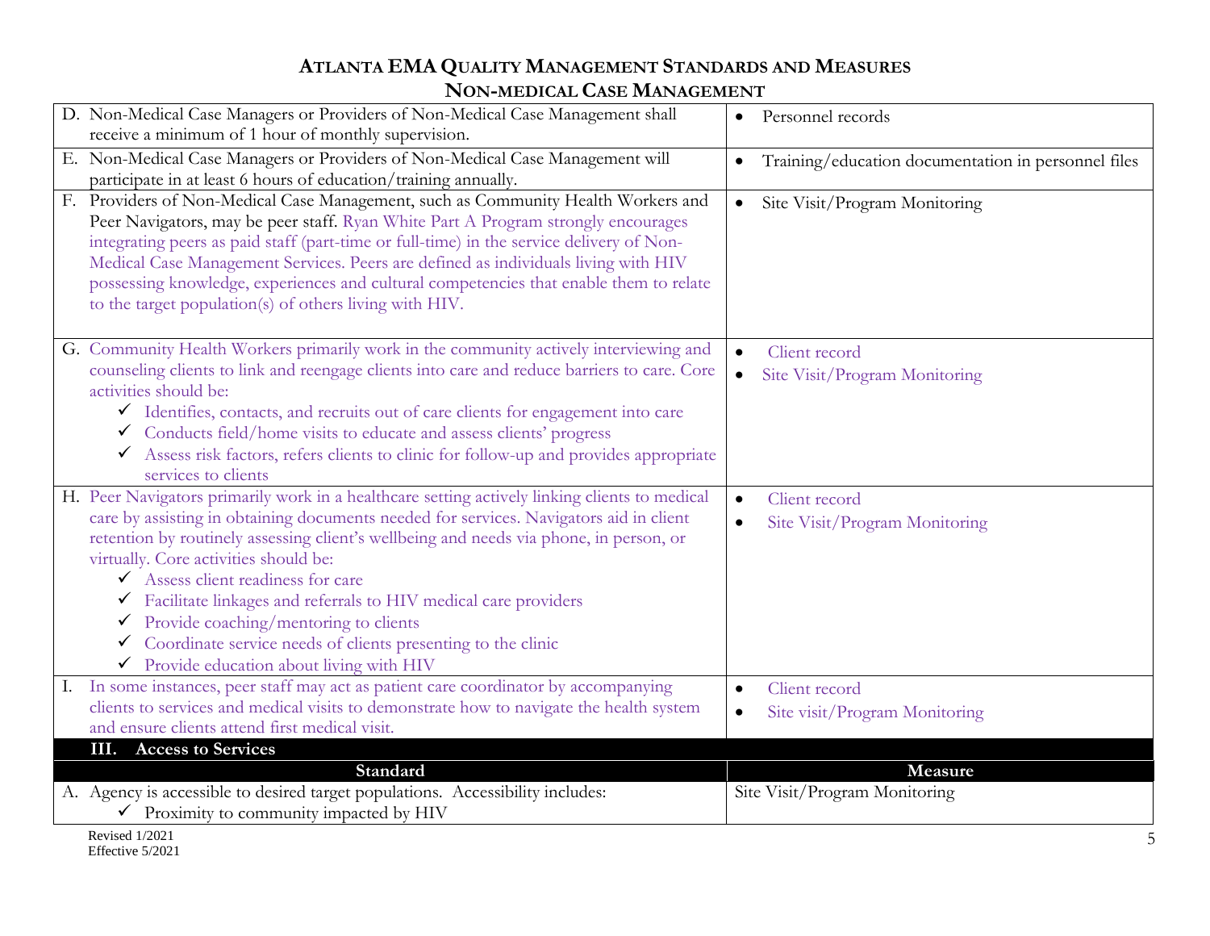# ATLANTA EMA QUALITY MANAGEMENT STANDARDS AND MEASURES
## NON-MEDICAL CASE MANAGEMENT

| | |
|---|---|
| D. Non-Medical Case Managers or Providers of Non-Medical Case Management shall receive a minimum of 1 hour of monthly supervision. | • Personnel records |
| E. Non-Medical Case Managers or Providers of Non-Medical Case Management will participate in at least 6 hours of education/training annually. | • Training/education documentation in personnel files |
| F. Providers of Non-Medical Case Management, such as Community Health Workers and Peer Navigators, may be peer staff. Ryan White Part A Program strongly encourages integrating peers as paid staff (part-time or full-time) in the service delivery of Non-Medical Case Management Services. Peers are defined as individuals living with HIV possessing knowledge, experiences and cultural competencies that enable them to relate to the target population(s) of others living with HIV. | • Site Visit/Program Monitoring |
| G. Community Health Workers primarily work in the community actively interviewing and counseling clients to link and reengage clients into care and reduce barriers to care. Core activities should be:<br>✓ Identifies, contacts, and recruits out of care clients for engagement into care<br>✓ Conducts field/home visits to educate and assess clients' progress<br>✓ Assess risk factors, refers clients to clinic for follow-up and provides appropriate services to clients | • Client record<br>• Site Visit/Program Monitoring |
| H. Peer Navigators primarily work in a healthcare setting actively linking clients to medical care by assisting in obtaining documents needed for services. Navigators aid in client retention by routinely assessing client's wellbeing and needs via phone, in person, or virtually. Core activities should be:<br>✓ Assess client readiness for care<br>✓ Facilitate linkages and referrals to HIV medical care providers<br>✓ Provide coaching/mentoring to clients<br>✓ Coordinate service needs of clients presenting to the clinic<br>✓ Provide education about living with HIV | • Client record<br>• Site Visit/Program Monitoring |
| I. In some instances, peer staff may act as patient care coordinator by accompanying clients to services and medical visits to demonstrate how to navigate the health system and ensure clients attend first medical visit. | • Client record<br>• Site visit/Program Monitoring |

### III. Access to Services

| Standard | Measure |
|---|---|
| A. Agency is accessible to desired target populations. Accessibility includes:<br>✓ Proximity to community impacted by HIV | Site Visit/Program Monitoring |

Revised 1/2021
Effective 5/2021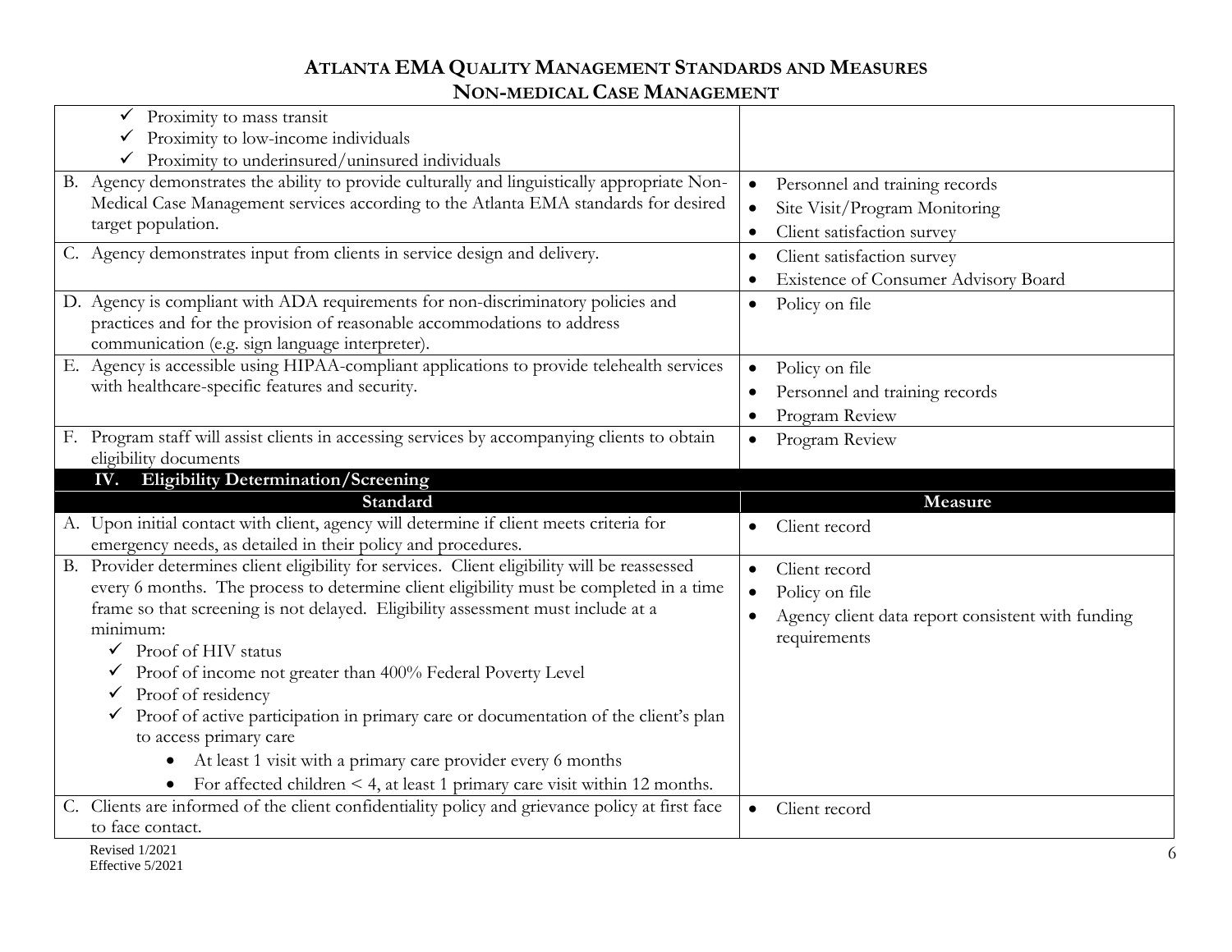| | |
|---|---|
| ✓ Proximity to mass transit<br>✓ Proximity to low-income individuals<br>✓ Proximity to underinsured/uninsured individuals | |
| B. Agency demonstrates the ability to provide culturally and linguistically appropriate Non-Medical Case Management services according to the Atlanta EMA standards for desired target population. | • Personnel and training records<br>• Site Visit/Program Monitoring<br>• Client satisfaction survey |
| C. Agency demonstrates input from clients in service design and delivery. | • Client satisfaction survey<br>• Existence of Consumer Advisory Board |
| D. Agency is compliant with ADA requirements for non-discriminatory policies and practices and for the provision of reasonable accommodations to address communication (e.g. sign language interpreter). | • Policy on file |
| E. Agency is accessible using HIPAA-compliant applications to provide telehealth services with healthcare-specific features and security. | • Policy on file<br>• Personnel and training records<br>• Program Review |
| F. Program staff will assist clients in accessing services by accompanying clients to obtain eligibility documents | • Program Review |

## IV. Eligibility Determination/Screening

| Standard | Measure |
|---|---|
| A. Upon initial contact with client, agency will determine if client meets criteria for emergency needs, as detailed in their policy and procedures. | • Client record |
| B. Provider determines client eligibility for services. Client eligibility will be reassessed every 6 months. The process to determine client eligibility must be completed in a time frame so that screening is not delayed. Eligibility assessment must include at a minimum:<br>✓ Proof of HIV status<br>✓ Proof of income not greater than 400% Federal Poverty Level<br>✓ Proof of residency<br>✓ Proof of active participation in primary care or documentation of the client's plan to access primary care<br>• At least 1 visit with a primary care provider every 6 months<br>• For affected children < 4, at least 1 primary care visit within 12 months. | • Client record<br>• Policy on file<br>• Agency client data report consistent with funding requirements |
| C. Clients are informed of the client confidentiality policy and grievance policy at first face to face contact. | • Client record |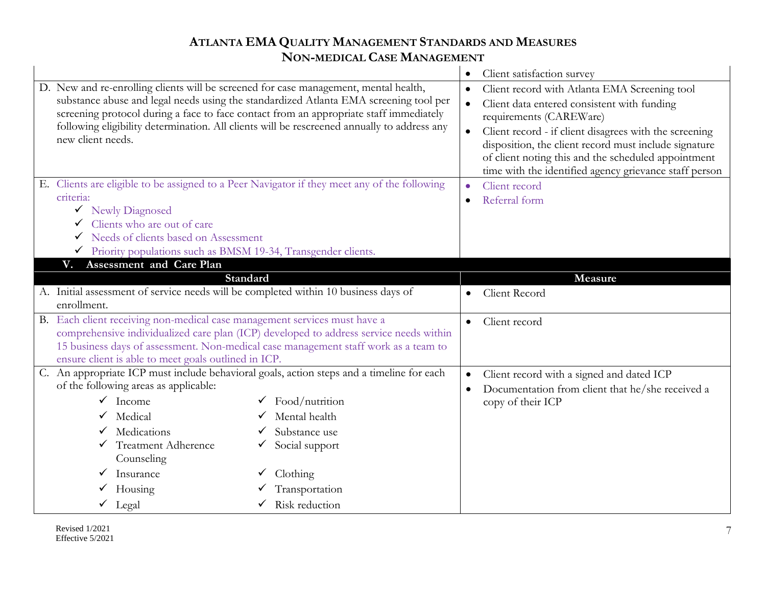# ATLANTA EMA QUALITY MANAGEMENT STANDARDS AND MEASURES
## NON-MEDICAL CASE MANAGEMENT

| Standard | Measure |
|---|---|
| | • Client satisfaction survey |
| D. New and re-enrolling clients will be screened for case management, mental health, substance abuse and legal needs using the standardized Atlanta EMA screening tool per screening protocol during a face to face contact from an appropriate staff immediately following eligibility determination. All clients will be rescreened annually to address any new client needs. | • Client record with Atlanta EMA Screening tool<br>• Client data entered consistent with funding requirements (CAREWare)<br>• Client record - if client disagrees with the screening disposition, the client record must include signature of client noting this and the scheduled appointment time with the identified agency grievance staff person |
| E. Clients are eligible to be assigned to a Peer Navigator if they meet any of the following criteria:<br>✓ Newly Diagnosed<br>✓ Clients who are out of care<br>✓ Needs of clients based on Assessment<br>✓ Priority populations such as BMSM 19-34, Transgender clients. | • Client record<br>• Referral form |

### V. Assessment and Care Plan

| Standard | Measure |
|---|---|
| A. Initial assessment of service needs will be completed within 10 business days of enrollment. | • Client Record |
| B. Each client receiving non-medical case management services must have a comprehensive individualized care plan (ICP) developed to address service needs within 15 business days of assessment. Non-medical case management staff work as a team to ensure client is able to meet goals outlined in ICP. | • Client record |
| C. An appropriate ICP must include behavioral goals, action steps and a timeline for each of the following areas as applicable:<br>✓ Income<br>✓ Medical<br>✓ Medications<br>✓ Treatment Adherence Counseling<br>✓ Insurance<br>✓ Housing<br>✓ Legal<br>✓ Food/nutrition<br>✓ Mental health<br>✓ Substance use<br>✓ Social support<br>✓ Clothing<br>✓ Transportation<br>✓ Risk reduction | • Client record with a signed and dated ICP<br>• Documentation from client that he/she received a copy of their ICP |

Revised 1/2021
Effective 5/2021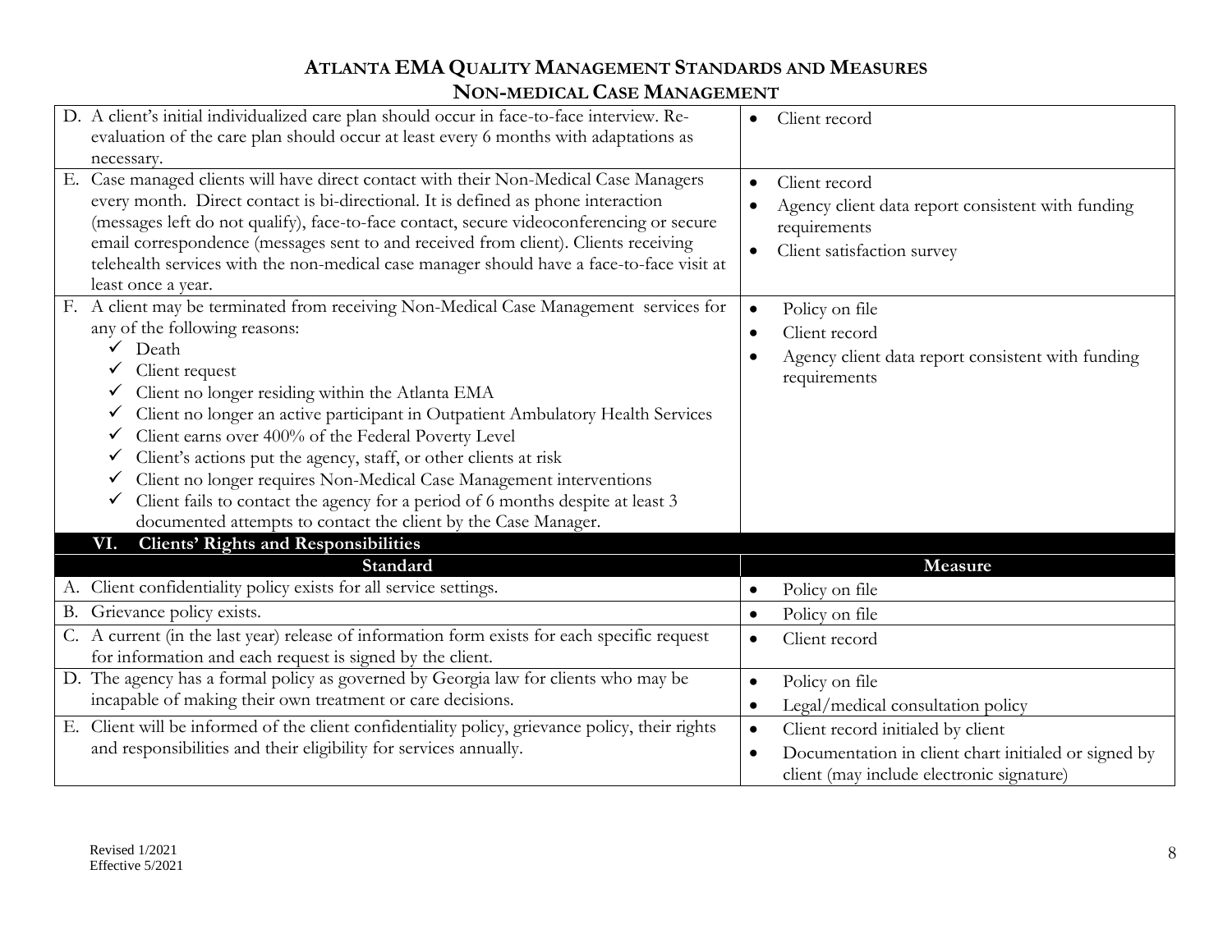# ATLANTA EMA QUALITY MANAGEMENT STANDARDS AND MEASURES

## NON-MEDICAL CASE MANAGEMENT

| Standard | Measure |
|---|---|
| D. A client's initial individualized care plan should occur in face-to-face interview. Re-evaluation of the care plan should occur at least every 6 months with adaptations as necessary. | • Client record |
| E. Case managed clients will have direct contact with their Non-Medical Case Managers every month. Direct contact is bi-directional. It is defined as phone interaction (messages left do not qualify), face-to-face contact, secure videoconferencing or secure email correspondence (messages sent to and received from client). Clients receiving telehealth services with the non-medical case manager should have a face-to-face visit at least once a year. | • Client record<br>• Agency client data report consistent with funding requirements<br>• Client satisfaction survey |
| F. A client may be terminated from receiving Non-Medical Case Management services for any of the following reasons:<br>✓ Death<br>✓ Client request<br>✓ Client no longer residing within the Atlanta EMA<br>✓ Client no longer an active participant in Outpatient Ambulatory Health Services<br>✓ Client earns over 400% of the Federal Poverty Level<br>✓ Client's actions put the agency, staff, or other clients at risk<br>✓ Client no longer requires Non-Medical Case Management interventions<br>✓ Client fails to contact the agency for a period of 6 months despite at least 3 documented attempts to contact the client by the Case Manager. | • Policy on file<br>• Client record<br>• Agency client data report consistent with funding requirements |

### VI. Clients' Rights and Responsibilities

| Standard | Measure |
|---|---|
| A. Client confidentiality policy exists for all service settings. | • Policy on file |
| B. Grievance policy exists. | • Policy on file |
| C. A current (in the last year) release of information form exists for each specific request for information and each request is signed by the client. | • Client record |
| D. The agency has a formal policy as governed by Georgia law for clients who may be incapable of making their own treatment or care decisions. | • Policy on file<br>• Legal/medical consultation policy |
| E. Client will be informed of the client confidentiality policy, grievance policy, their rights and responsibilities and their eligibility for services annually. | • Client record initialed by client<br>• Documentation in client chart initialed or signed by client (may include electronic signature) |

Revised 1/2021
Effective 5/2021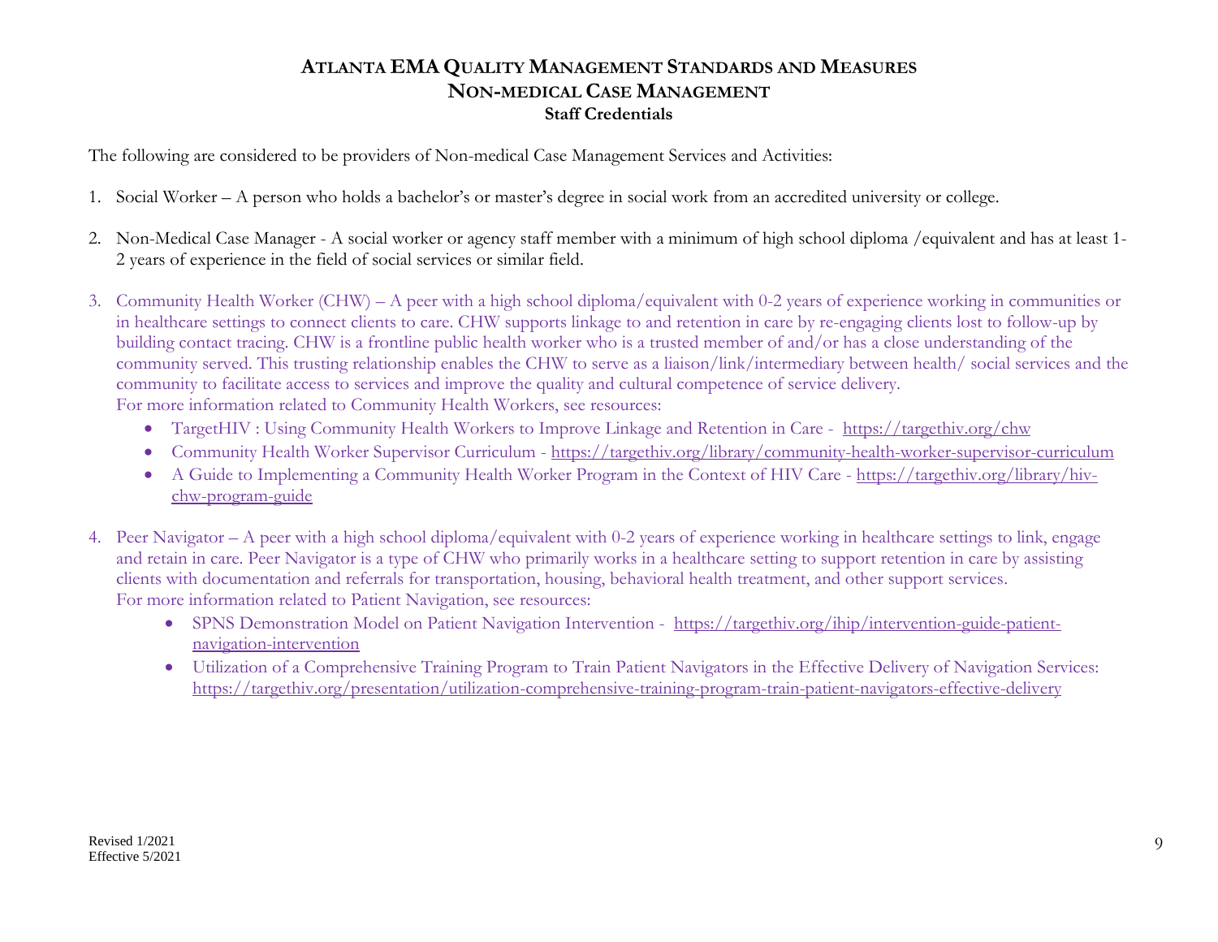# ATLANTA EMA QUALITY MANAGEMENT STANDARDS AND MEASURES
## NON-MEDICAL CASE MANAGEMENT
### Staff Credentials

The following are considered to be providers of Non-medical Case Management Services and Activities:

1. Social Worker – A person who holds a bachelor's or master's degree in social work from an accredited university or college.

2. Non-Medical Case Manager - A social worker or agency staff member with a minimum of high school diploma /equivalent and has at least 1-2 years of experience in the field of social services or similar field.

3. Community Health Worker (CHW) – A peer with a high school diploma/equivalent with 0-2 years of experience working in communities or in healthcare settings to connect clients to care. CHW supports linkage to and retention in care by re-engaging clients lost to follow-up by building contact tracing. CHW is a frontline public health worker who is a trusted member of and/or has a close understanding of the community served. This trusting relationship enables the CHW to serve as a liaison/link/intermediary between health/ social services and the community to facilitate access to services and improve the quality and cultural competence of service delivery.
   For more information related to Community Health Workers, see resources:
   - TargetHIV : Using Community Health Workers to Improve Linkage and Retention in Care - https://targethiv.org/chw
   - Community Health Worker Supervisor Curriculum - https://targethiv.org/library/community-health-worker-supervisor-curriculum
   - A Guide to Implementing a Community Health Worker Program in the Context of HIV Care - https://targethiv.org/library/hiv-chw-program-guide

4. Peer Navigator – A peer with a high school diploma/equivalent with 0-2 years of experience working in healthcare settings to link, engage and retain in care. Peer Navigator is a type of CHW who primarily works in a healthcare setting to support retention in care by assisting clients with documentation and referrals for transportation, housing, behavioral health treatment, and other support services.
   For more information related to Patient Navigation, see resources:
   - SPNS Demonstration Model on Patient Navigation Intervention - https://targethiv.org/ihip/intervention-guide-patient-navigation-intervention
   - Utilization of a Comprehensive Training Program to Train Patient Navigators in the Effective Delivery of Navigation Services: https://targethiv.org/presentation/utilization-comprehensive-training-program-train-patient-navigators-effective-delivery

Revised 1/2021
Effective 5/2021